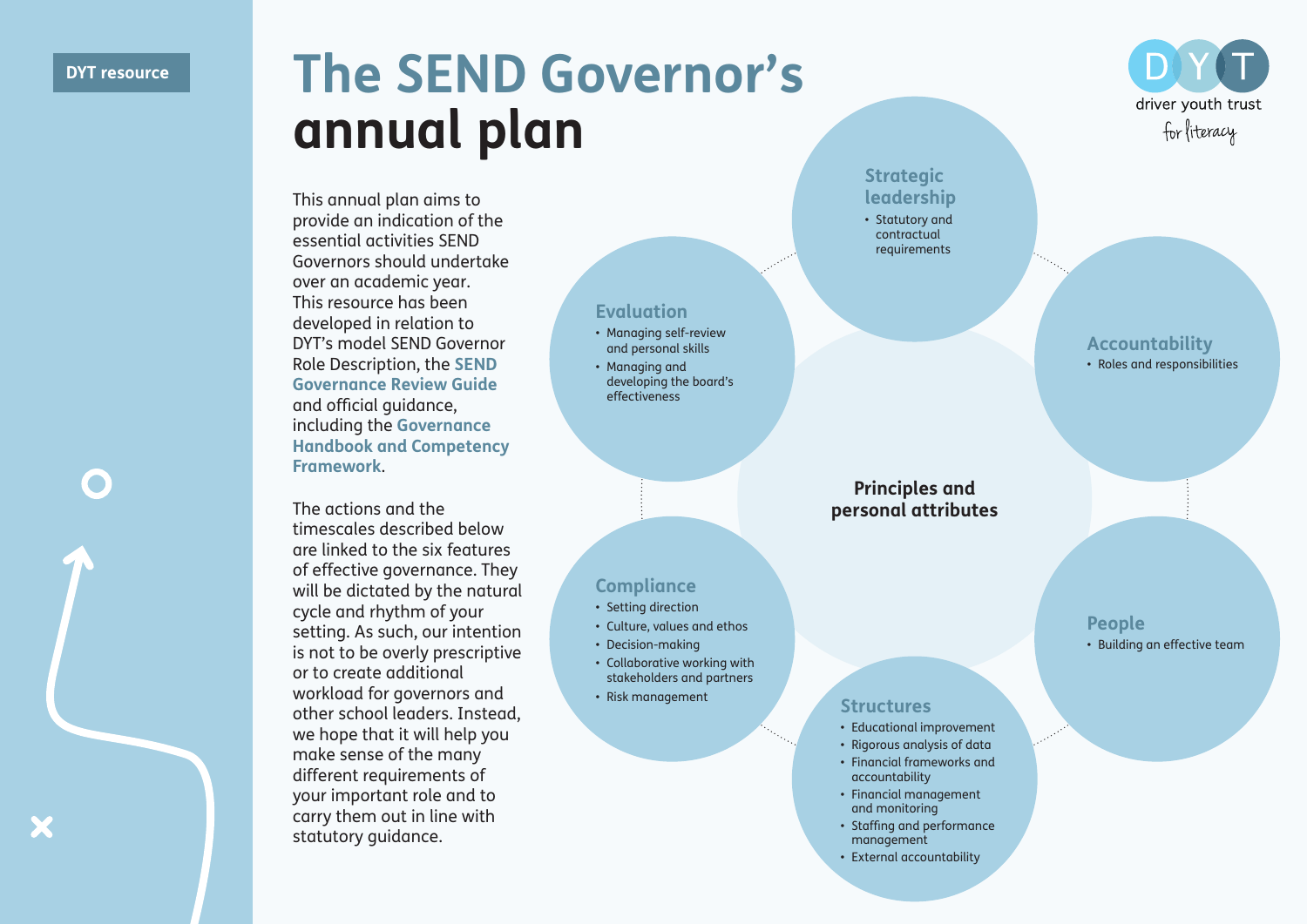DYT resource

# The SEND Governor's annual plan

This annual plan aims to provide an indication of the essential activities SEND Governors should undertake over an academic year. This resource has been developed in relation to DYT's model SEND Governor Role Description, the **SEND Governance Review Guide** and official guidance, including the **Governance Handbook and Competency Framework**.

The actions and the timescales described below are linked to the six features of effective governance. They will be dictated by the natural cycle and rhythm of your setting. As such, our intention is not to be overly prescriptive or to create additional workload for governors and other school leaders. Instead, we hope that it will help you make sense of the many different requirements of your important role and to carry them out in line with statutory guidance.

**Principles and personal attributes**

### Strategic leadership

- Statutory and contractual requirements

### Accountability

- Roles and responsibilities

### People

- Building an effective team

### Structures

- Educational improvement
- Rigorous analysis of data
- Financial frameworks and accountability
- Financial management and monitoring
- Staffing and performance management
- External accountability

### Compliance

- Setting direction
- Culture, values and ethos
- Decision-making
- Collaborative working with stakeholders and partners
- Risk management

### Evaluation

- Managing self-review and personal skills
- Managing and developing the board's effectiveness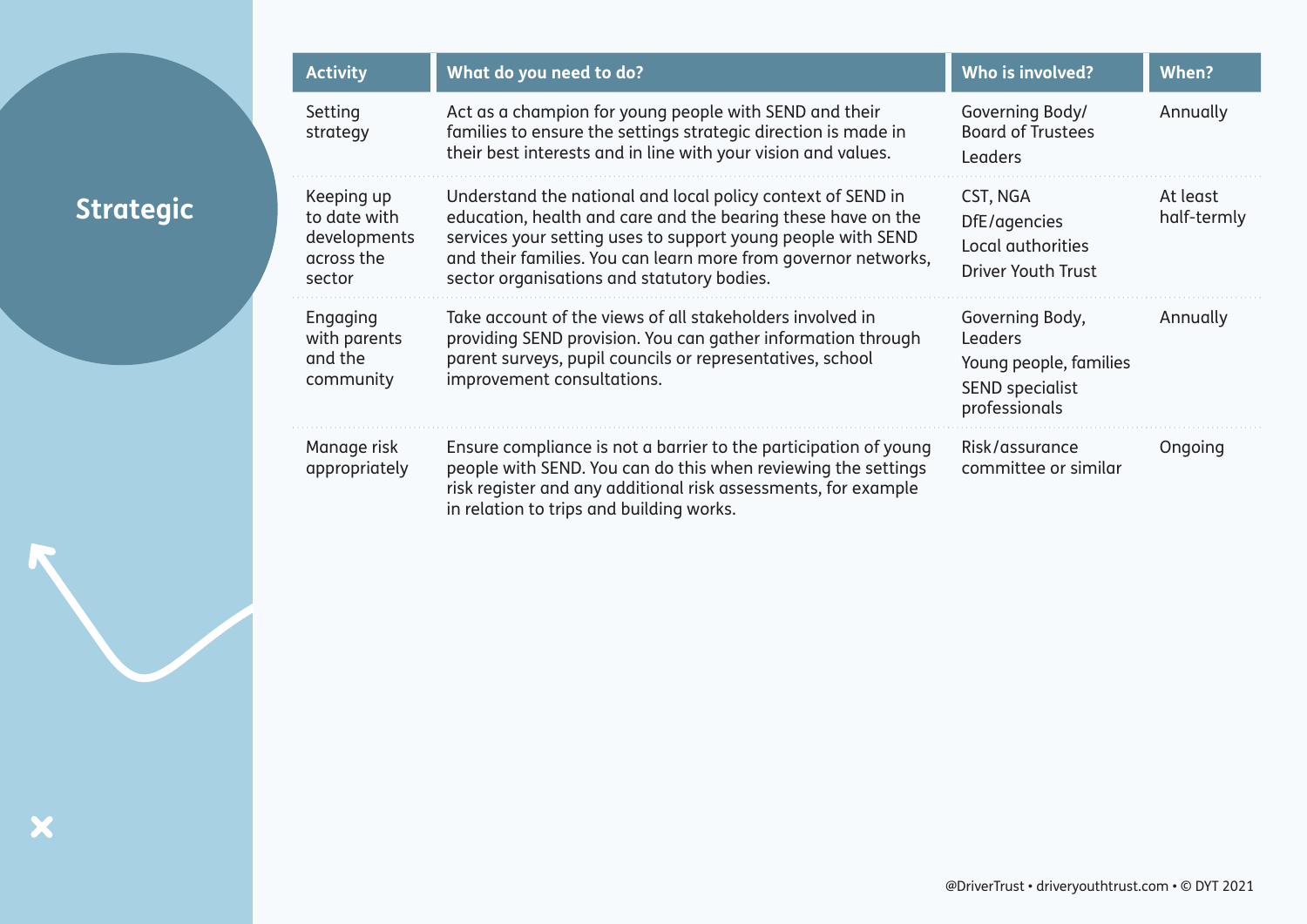## Strategic

| Activity | What do you need to do? | Who is involved? | When? |
|---|---|---|---|
| Setting strategy | Act as a champion for young people with SEND and their families to ensure the settings strategic direction is made in their best interests and in line with your vision and values. | Governing Body/ Board of Trustees<br>Leaders | Annually |
| Keeping up to date with developments across the sector | Understand the national and local policy context of SEND in education, health and care and the bearing these have on the services your setting uses to support young people with SEND and their families. You can learn more from governor networks, sector organisations and statutory bodies. | CST, NGA<br>DfE/agencies<br>Local authorities<br>Driver Youth Trust | At least half-termly |
| Engaging with parents and the community | Take account of the views of all stakeholders involved in providing SEND provision. You can gather information through parent surveys, pupil councils or representatives, school improvement consultations. | Governing Body, Leaders<br>Young people, families<br>SEND specialist professionals | Annually |
| Manage risk appropriately | Ensure compliance is not a barrier to the participation of young people with SEND. You can do this when reviewing the settings risk register and any additional risk assessments, for example in relation to trips and building works. | Risk/assurance committee or similar | Ongoing |

@DriverTrust • driveryouthtrust.com • © DYT 2021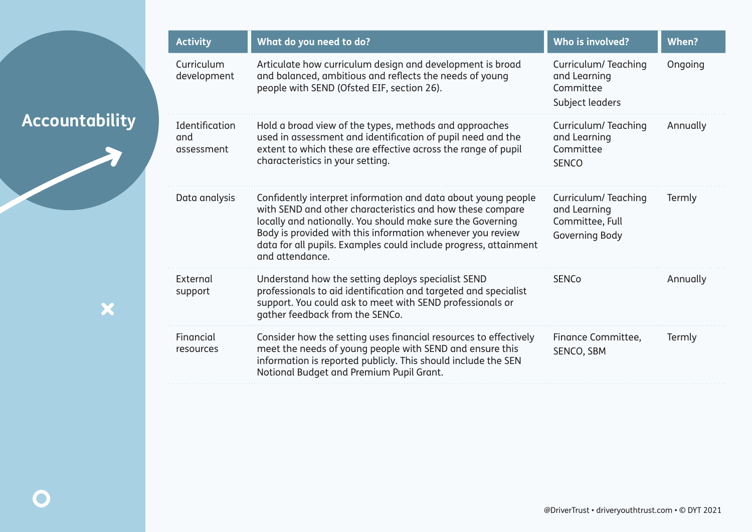## Accountability

| Activity | What do you need to do? | Who is involved? | When? |
|---|---|---|---|
| Curriculum development | Articulate how curriculum design and development is broad and balanced, ambitious and reflects the needs of young people with SEND (Ofsted EIF, section 26). | Curriculum/ Teaching and Learning Committee<br>Subject leaders | Ongoing |
| Identification and assessment | Hold a broad view of the types, methods and approaches used in assessment and identification of pupil need and the extent to which these are effective across the range of pupil characteristics in your setting. | Curriculum/ Teaching and Learning Committee<br>SENCO | Annually |
| Data analysis | Confidently interpret information and data about young people with SEND and other characteristics and how these compare locally and nationally. You should make sure the Governing Body is provided with this information whenever you review data for all pupils. Examples could include progress, attainment and attendance. | Curriculum/ Teaching and Learning Committee, Full Governing Body | Termly |
| External support | Understand how the setting deploys specialist SEND professionals to aid identification and targeted and specialist support. You could ask to meet with SEND professionals or gather feedback from the SENCo. | SENCo | Annually |
| Financial resources | Consider how the setting uses financial resources to effectively meet the needs of young people with SEND and ensure this information is reported publicly. This should include the SEN Notional Budget and Premium Pupil Grant. | Finance Committee, SENCO, SBM | Termly |

@DriverTrust • driveryouthtrust.com • © DYT 2021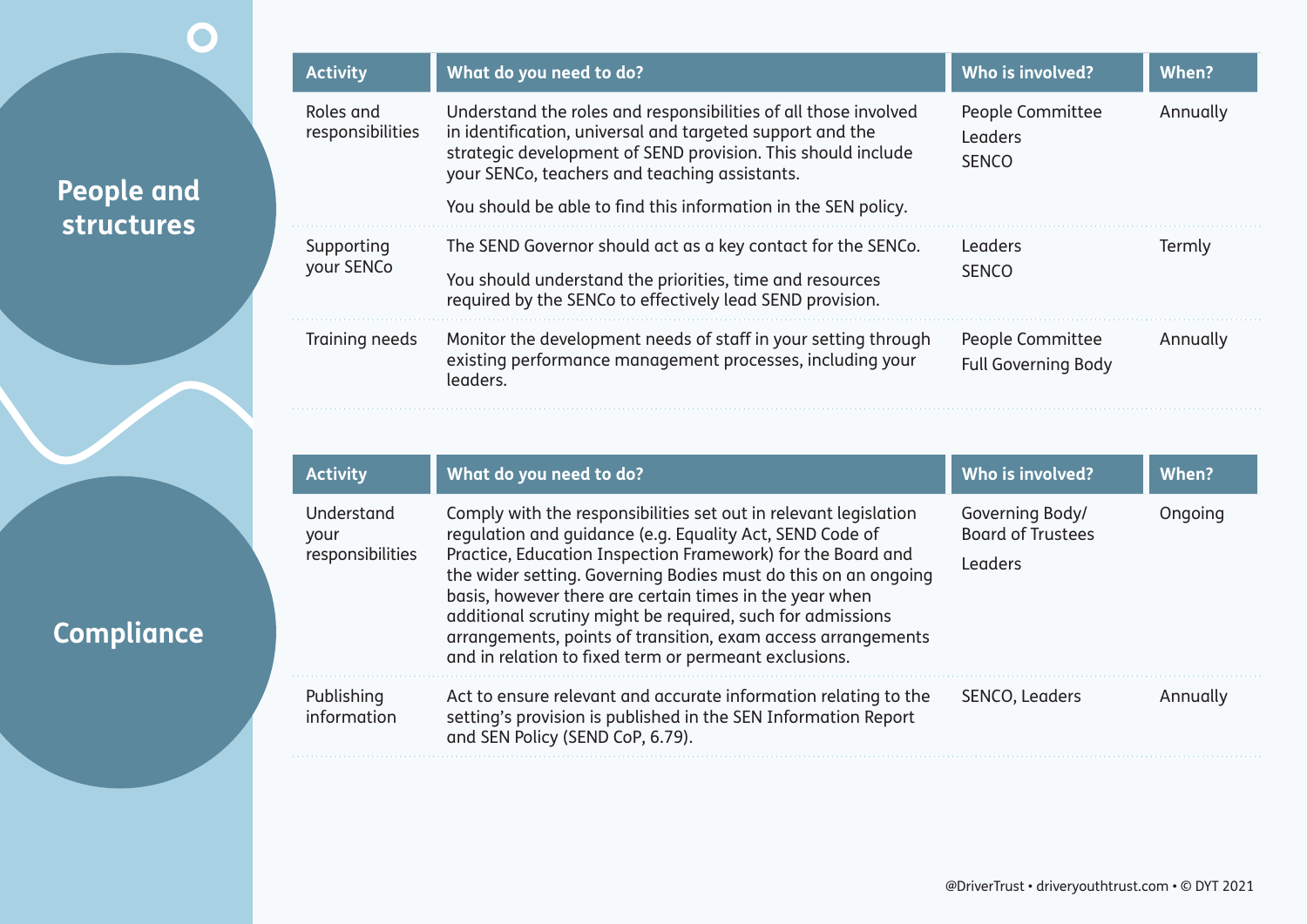## People and structures

| Activity | What do you need to do? | Who is involved? | When? |
| --- | --- | --- | --- |
| Roles and responsibilities | Understand the roles and responsibilities of all those involved in identification, universal and targeted support and the strategic development of SEND provision. This should include your SENCo, teachers and teaching assistants.<br><br>You should be able to find this information in the SEN policy. | People Committee<br>Leaders<br>SENCO | Annually |
| Supporting your SENCo | The SEND Governor should act as a key contact for the SENCo.<br><br>You should understand the priorities, time and resources required by the SENCo to effectively lead SEND provision. | Leaders<br>SENCO | Termly |
| Training needs | Monitor the development needs of staff in your setting through existing performance management processes, including your leaders. | People Committee<br>Full Governing Body | Annually |

## Compliance

| Activity | What do you need to do? | Who is involved? | When? |
| --- | --- | --- | --- |
| Understand your responsibilities | Comply with the responsibilities set out in relevant legislation regulation and guidance (e.g. Equality Act, SEND Code of Practice, Education Inspection Framework) for the Board and the wider setting. Governing Bodies must do this on an ongoing basis, however there are certain times in the year when additional scrutiny might be required, such for admissions arrangements, points of transition, exam access arrangements and in relation to fixed term or permeant exclusions. | Governing Body/ Board of Trustees<br><br>Leaders | Ongoing |
| Publishing information | Act to ensure relevant and accurate information relating to the setting's provision is published in the SEN Information Report and SEN Policy (SEND CoP, 6.79). | SENCO, Leaders | Annually |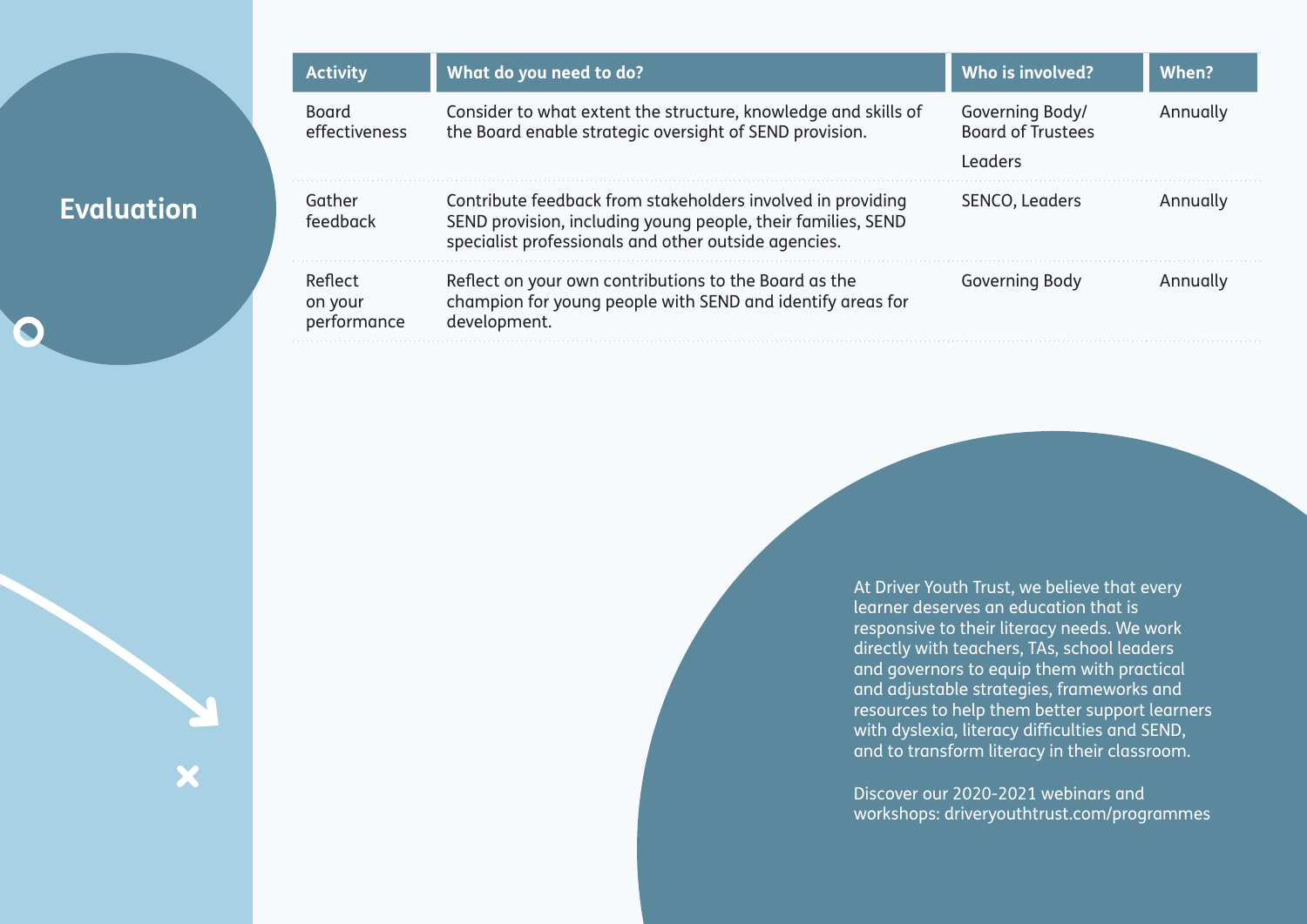## Evaluation

| Activity | What do you need to do? | Who is involved? | When? |
|---|---|---|---|
| Board effectiveness | Consider to what extent the structure, knowledge and skills of the Board enable strategic oversight of SEND provision. | Governing Body/ Board of Trustees<br><br>Leaders | Annually |
| Gather feedback | Contribute feedback from stakeholders involved in providing SEND provision, including young people, their families, SEND specialist professionals and other outside agencies. | SENCO, Leaders | Annually |
| Reflect on your performance | Reflect on your own contributions to the Board as the champion for young people with SEND and identify areas for development. | Governing Body | Annually |

At Driver Youth Trust, we believe that every learner deserves an education that is responsive to their literacy needs. We work directly with teachers, TAs, school leaders and governors to equip them with practical and adjustable strategies, frameworks and resources to help them better support learners with dyslexia, literacy difficulties and SEND, and to transform literacy in their classroom.

Discover our 2020-2021 webinars and workshops: driveryouthtrust.com/programmes